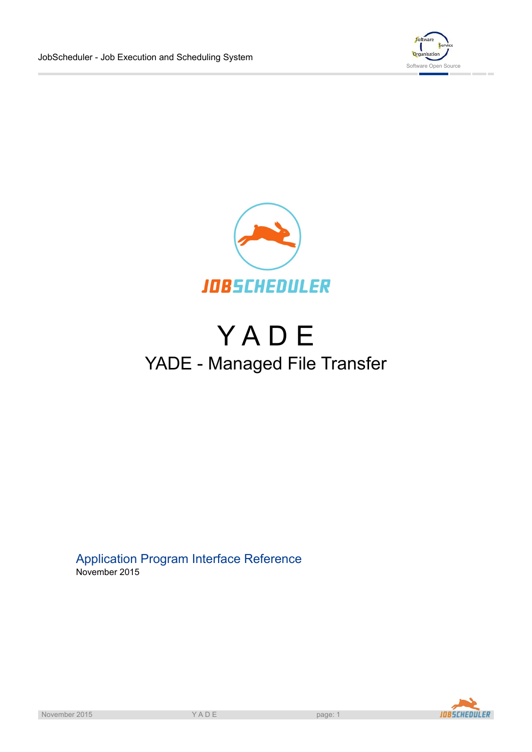# Y A D E

## YADE - Managed File Transfer

Application Program Interface Reference

November 2015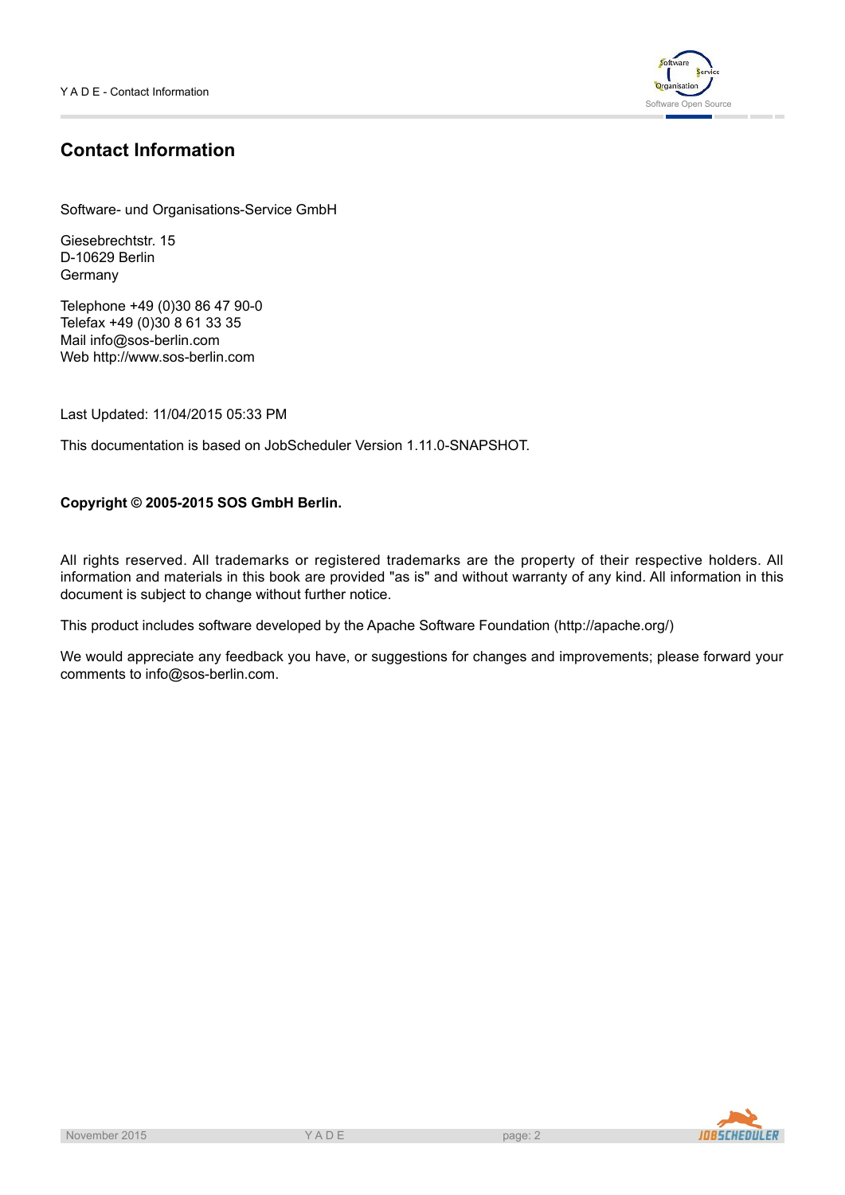# Contact Information

Software- und Organisations-Service GmbH

Giesebrechtstr. 15
D-10629 Berlin
Germany

Telephone +49 (0)30 86 47 90-0
Telefax +49 (0)30 8 61 33 35
Mail info@sos-berlin.com
Web http://www.sos-berlin.com

Last Updated: 11/04/2015 05:33 PM

This documentation is based on JobScheduler Version 1.11.0-SNAPSHOT.

**Copyright © 2005-2015 SOS GmbH Berlin.**

All rights reserved. All trademarks or registered trademarks are the property of their respective holders. All information and materials in this book are provided "as is" and without warranty of any kind. All information in this document is subject to change without further notice.

This product includes software developed by the Apache Software Foundation (http://apache.org/)

We would appreciate any feedback you have, or suggestions for changes and improvements; please forward your comments to info@sos-berlin.com.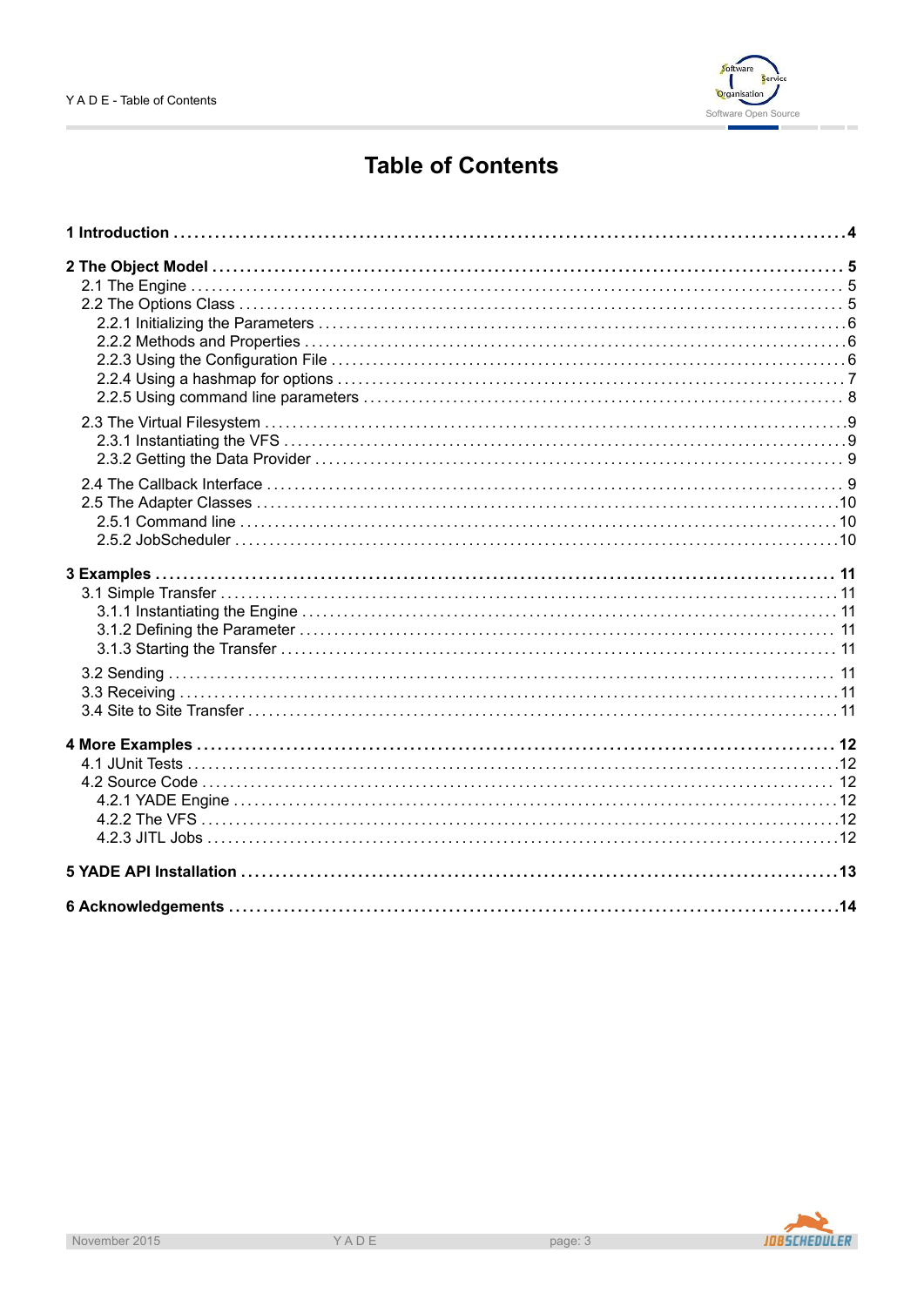# Table of Contents

**1 Introduction ... 4**

**2 The Object Model ... 5**

- 2.1 The Engine ... 5
- 2.2 The Options Class ... 5
  - 2.2.1 Initializing the Parameters ... 6
  - 2.2.2 Methods and Properties ... 6
  - 2.2.3 Using the Configuration File ... 6
  - 2.2.4 Using a hashmap for options ... 7
  - 2.2.5 Using command line parameters ... 8
- 2.3 The Virtual Filesystem ... 9
  - 2.3.1 Instantiating the VFS ... 9
  - 2.3.2 Getting the Data Provider ... 9
- 2.4 The Callback Interface ... 9
- 2.5 The Adapter Classes ... 10
  - 2.5.1 Command line ... 10
  - 2.5.2 JobScheduler ... 10

**3 Examples ... 11**

- 3.1 Simple Transfer ... 11
  - 3.1.1 Instantiating the Engine ... 11
  - 3.1.2 Defining the Parameter ... 11
  - 3.1.3 Starting the Transfer ... 11
- 3.2 Sending ... 11
- 3.3 Receiving ... 11
- 3.4 Site to Site Transfer ... 11

**4 More Examples ... 12**

- 4.1 JUnit Tests ... 12
- 4.2 Source Code ... 12
  - 4.2.1 YADE Engine ... 12
  - 4.2.2 The VFS ... 12
  - 4.2.3 JITL Jobs ... 12

**5 YADE API Installation ... 13**

**6 Acknowledgements ... 14**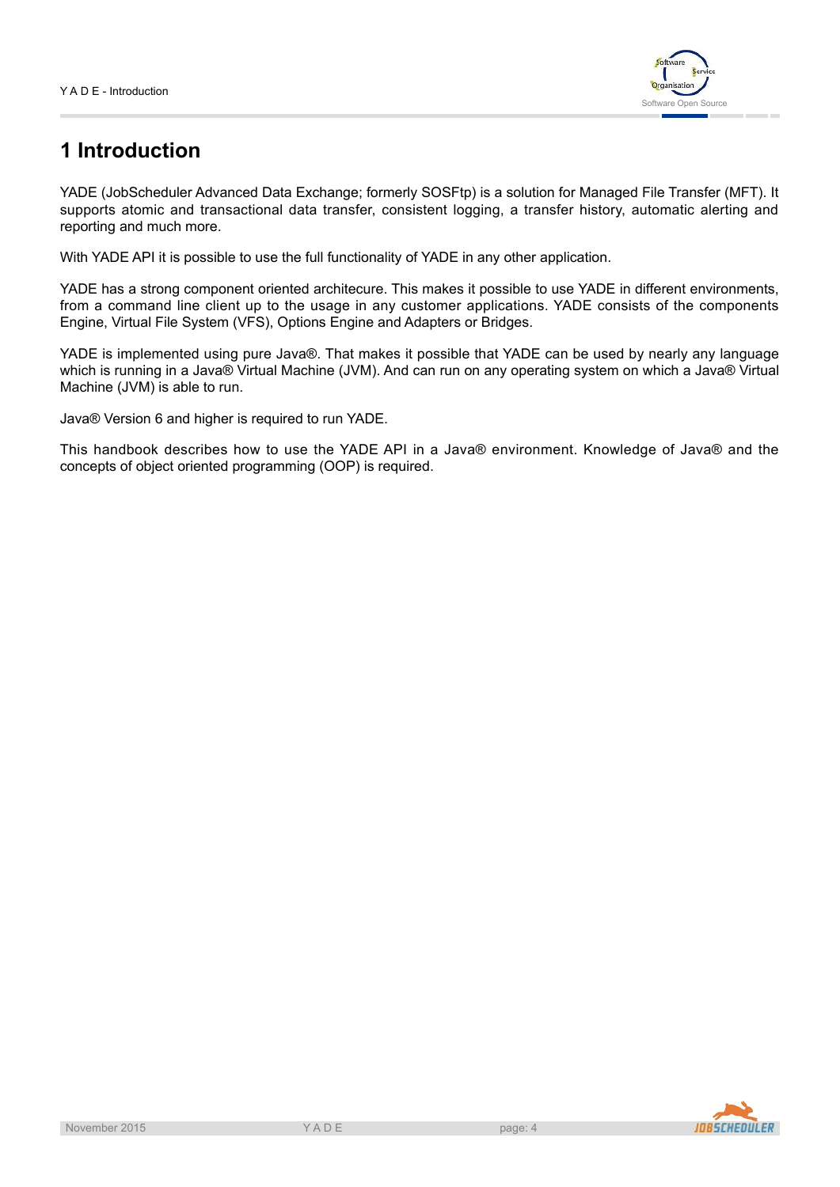# 1 Introduction

YADE (JobScheduler Advanced Data Exchange; formerly SOSFtp) is a solution for Managed File Transfer (MFT). It supports atomic and transactional data transfer, consistent logging, a transfer history, automatic alerting and reporting and much more.

With YADE API it is possible to use the full functionality of YADE in any other application.

YADE has a strong component oriented architecure. This makes it possible to use YADE in different environments, from a command line client up to the usage in any customer applications. YADE consists of the components Engine, Virtual File System (VFS), Options Engine and Adapters or Bridges.

YADE is implemented using pure Java®. That makes it possible that YADE can be used by nearly any language which is running in a Java® Virtual Machine (JVM). And can run on any operating system on which a Java® Virtual Machine (JVM) is able to run.

Java® Version 6 and higher is required to run YADE.

This handbook describes how to use the YADE API in a Java® environment. Knowledge of Java® and the concepts of object oriented programming (OOP) is required.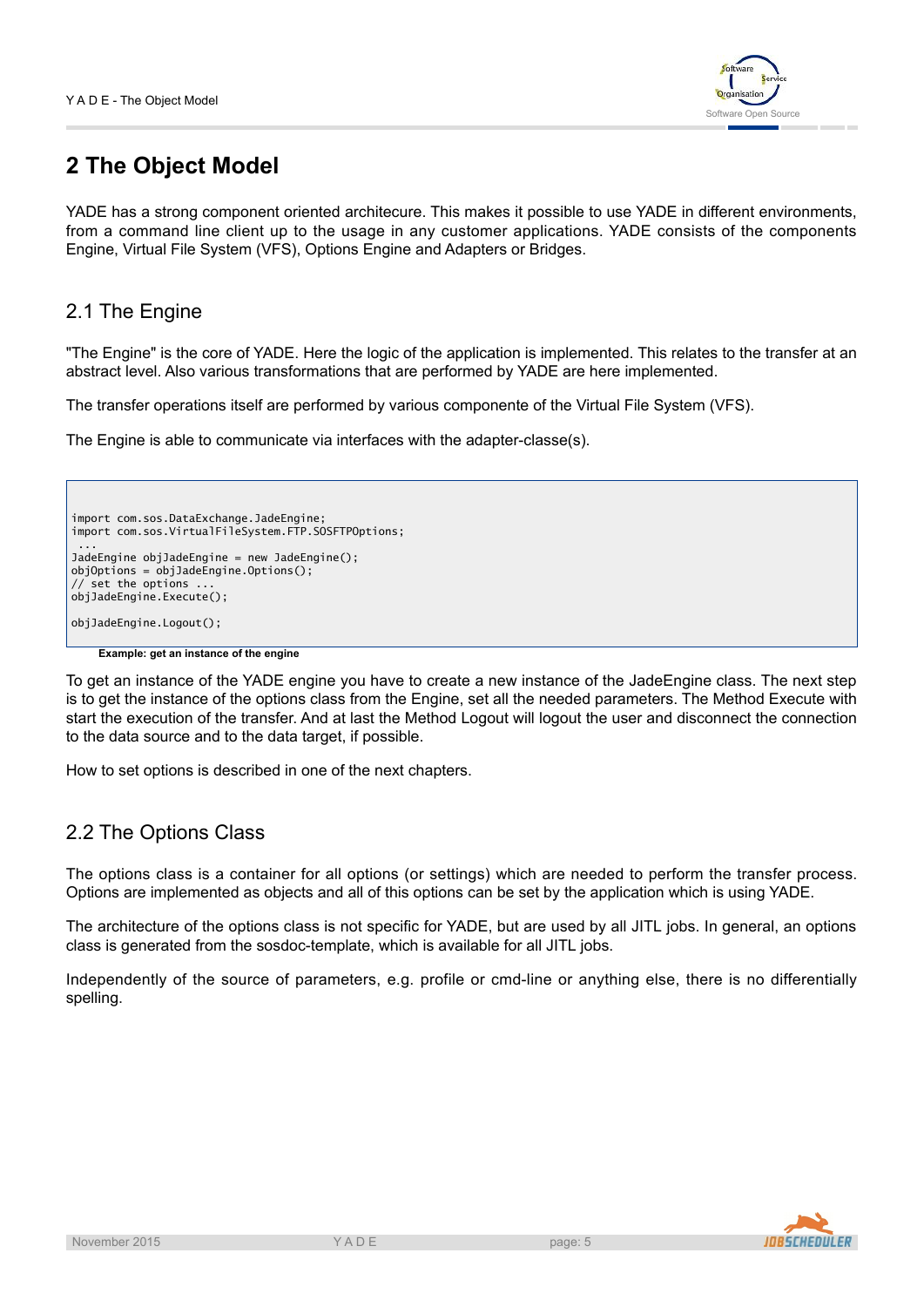# 2 The Object Model

YADE has a strong component oriented architecure. This makes it possible to use YADE in different environments, from a command line client up to the usage in any customer applications. YADE consists of the components Engine, Virtual File System (VFS), Options Engine and Adapters or Bridges.

## 2.1 The Engine

"The Engine" is the core of YADE. Here the logic of the application is implemented. This relates to the transfer at an abstract level. Also various transformations that are performed by YADE are here implemented.

The transfer operations itself are performed by various componente of the Virtual File System (VFS).

The Engine is able to communicate via interfaces with the adapter-classe(s).

```
import com.sos.DataExchange.JadeEngine;
import com.sos.VirtualFileSystem.FTP.SOSFTPOptions;
 ...
JadeEngine objJadeEngine = new JadeEngine();
objOptions = objJadeEngine.Options();
// set the options ...
objJadeEngine.Execute();

objJadeEngine.Logout();
```

**Example: get an instance of the engine**

To get an instance of the YADE engine you have to create a new instance of the JadeEngine class. The next step is to get the instance of the options class from the Engine, set all the needed parameters. The Method Execute with start the execution of the transfer. And at last the Method Logout will logout the user and disconnect the connection to the data source and to the data target, if possible.

How to set options is described in one of the next chapters.

## 2.2 The Options Class

The options class is a container for all options (or settings) which are needed to perform the transfer process. Options are implemented as objects and all of this options can be set by the application which is using YADE.

The architecture of the options class is not specific for YADE, but are used by all JITL jobs. In general, an options class is generated from the sosdoc-template, which is available for all JITL jobs.

Independently of the source of parameters, e.g. profile or cmd-line or anything else, there is no differentially spelling.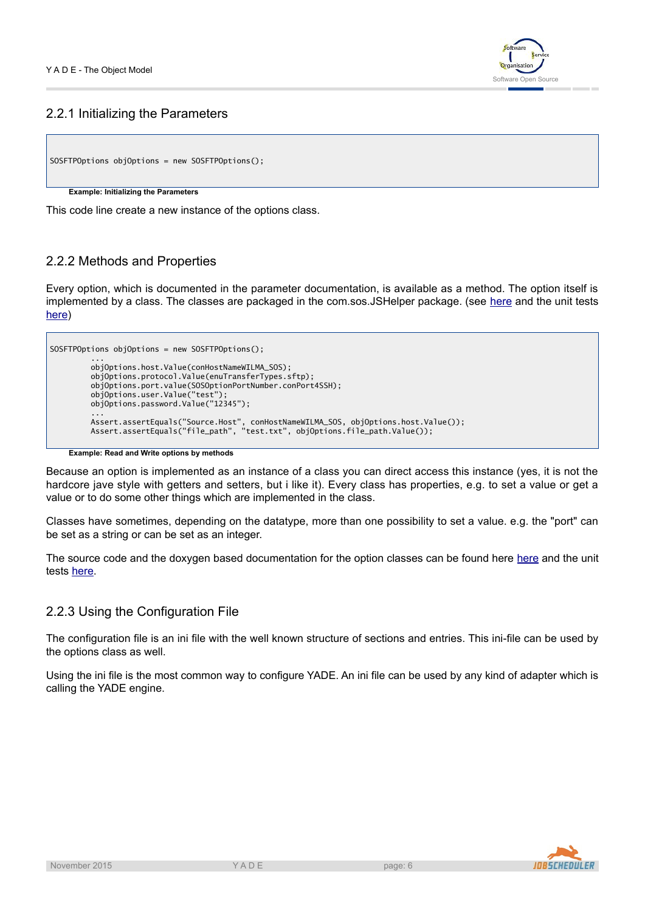### 2.2.1 Initializing the Parameters

```
SOSFTPOptions objOptions = new SOSFTPOptions();
```

**Example: Initializing the Parameters**

This code line create a new instance of the options class.

### 2.2.2 Methods and Properties

Every option, which is documented in the parameter documentation, is available as a method. The option itself is implemented by a class. The classes are packaged in the com.sos.JSHelper package. (see here and the unit tests here)

```
SOSFTPOptions objOptions = new SOSFTPOptions();
        ...
        objOptions.host.Value(conHostNameWILMA_SOS);
        objOptions.protocol.Value(enuTransferTypes.sftp);
        objOptions.port.value(SOSOptionPortNumber.conPort4SSH);
        objOptions.user.Value("test");
        objOptions.password.Value("12345");
        ...
        Assert.assertEquals("Source.Host", conHostNameWILMA_SOS, objOptions.host.Value());
        Assert.assertEquals("file_path", "test.txt", objOptions.file_path.Value());
```

**Example: Read and Write options by methods**

Because an option is implemented as an instance of a class you can direct access this instance (yes, it is not the hardcore jave style with getters and setters, but i like it). Every class has properties, e.g. to set a value or get a value or to do some other things which are implemented in the class.

Classes have sometimes, depending on the datatype, more than one possibility to set a value. e.g. the "port" can be set as a string or can be set as an integer.

The source code and the doxygen based documentation for the option classes can be found here here and the unit tests here.

### 2.2.3 Using the Configuration File

The configuration file is an ini file with the well known structure of sections and entries. This ini-file can be used by the options class as well.

Using the ini file is the most common way to configure YADE. An ini file can be used by any kind of adapter which is calling the YADE engine.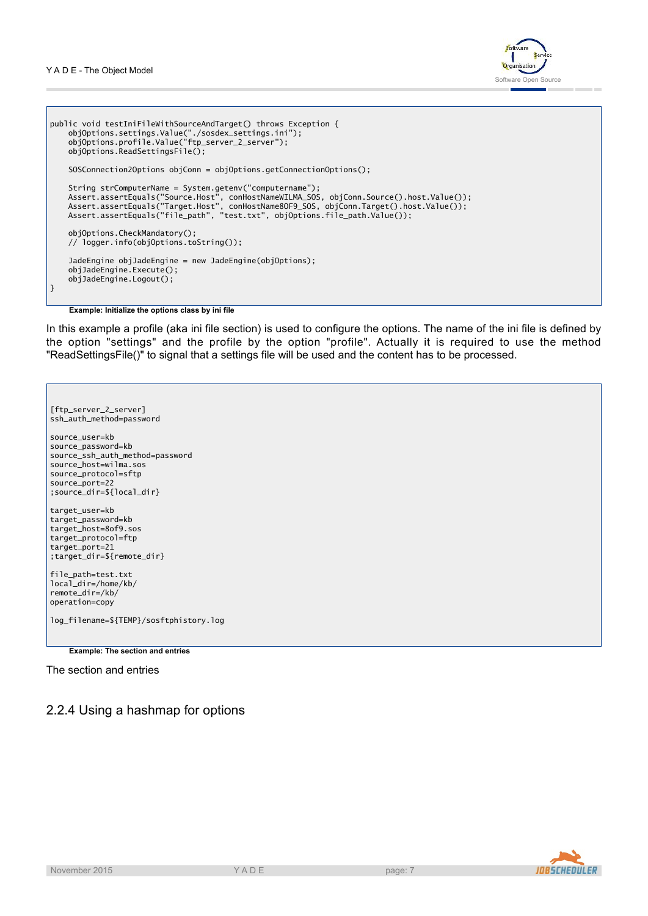```
public void testIniFileWithSourceAndTarget() throws Exception {
    objOptions.settings.Value("./sosdex_settings.ini");
    objOptions.profile.Value("ftp_server_2_server");
    objOptions.ReadSettingsFile();

    SOSConnection2Options objConn = objOptions.getConnectionOptions();

    String strComputerName = System.getenv("computername");
    Assert.assertEquals("Source.Host", conHostNameWILMA_SOS, objConn.Source().host.Value());
    Assert.assertEquals("Target.Host", conHostName8OF9_SOS, objConn.Target().host.Value());
    Assert.assertEquals("file_path", "test.txt", objOptions.file_path.Value());

    objOptions.CheckMandatory();
    // logger.info(objOptions.toString());

    JadeEngine objJadeEngine = new JadeEngine(objOptions);
    objJadeEngine.Execute();
    objJadeEngine.Logout();
}
```

**Example: Initialize the options class by ini file**

In this example a profile (aka ini file section) is used to configure the options. The name of the ini file is defined by the option "settings" and the profile by the option "profile". Actually it is required to use the method "ReadSettingsFile()" to signal that a settings file will be used and the content has to be processed.

```
[ftp_server_2_server]
ssh_auth_method=password

source_user=kb
source_password=kb
source_ssh_auth_method=password
source_host=wilma.sos
source_protocol=sftp
source_port=22
;source_dir=${local_dir}

target_user=kb
target_password=kb
target_host=8of9.sos
target_protocol=ftp
target_port=21
;target_dir=${remote_dir}

file_path=test.txt
local_dir=/home/kb/
remote_dir=/kb/
operation=copy

log_filename=${TEMP}/sosftphistory.log
```

**Example: The section and entries**

The section and entries

## 2.2.4 Using a hashmap for options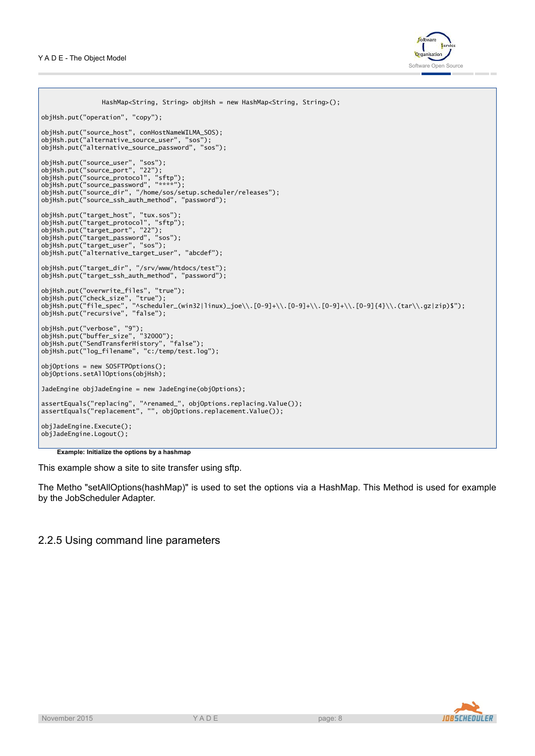```
HashMap<String, String> objHsh = new HashMap<String, String>();

objHsh.put("operation", "copy");

objHsh.put("source_host", conHostNameWILMA_SOS);
objHsh.put("alternative_source_user", "sos");
objHsh.put("alternative_source_password", "sos");

objHsh.put("source_user", "sos");
objHsh.put("source_port", "22");
objHsh.put("source_protocol", "sftp");
objHsh.put("source_password", "****");
objHsh.put("source_dir", "/home/sos/setup.scheduler/releases");
objHsh.put("source_ssh_auth_method", "password");

objHsh.put("target_host", "tux.sos");
objHsh.put("target_protocol", "sftp");
objHsh.put("target_port", "22");
objHsh.put("target_password", "sos");
objHsh.put("target_user", "sos");
objHsh.put("alternative_target_user", "abcdef");

objHsh.put("target_dir", "/srv/www/htdocs/test");
objHsh.put("target_ssh_auth_method", "password");

objHsh.put("overwrite_files", "true");
objHsh.put("check_size", "true");
objHsh.put("file_spec", "^scheduler_(win32|linux)_joe\\.[0-9]+\\.[0-9]+\\.[0-9]+\\.[0-9]{4}\\.(tar\\.gz|zip)$");
objHsh.put("recursive", "false");

objHsh.put("verbose", "9");
objHsh.put("buffer_size", "32000");
objHsh.put("SendTransferHistory", "false");
objHsh.put("log_filename", "c:/temp/test.log");

objOptions = new SOSFTPOptions();
objOptions.setAllOptions(objHsh);

JadeEngine objJadeEngine = new JadeEngine(objOptions);

assertEquals("replacing", "^renamed_", objOptions.replacing.Value());
assertEquals("replacement", "", objOptions.replacement.Value());

objJadeEngine.Execute();
objJadeEngine.Logout();
```

**Example: Initialize the options by a hashmap**

This example show a site to site transfer using sftp.

The Metho "setAllOptions(hashMap)" is used to set the options via a HashMap. This Method is used for example by the JobScheduler Adapter.

## 2.2.5 Using command line parameters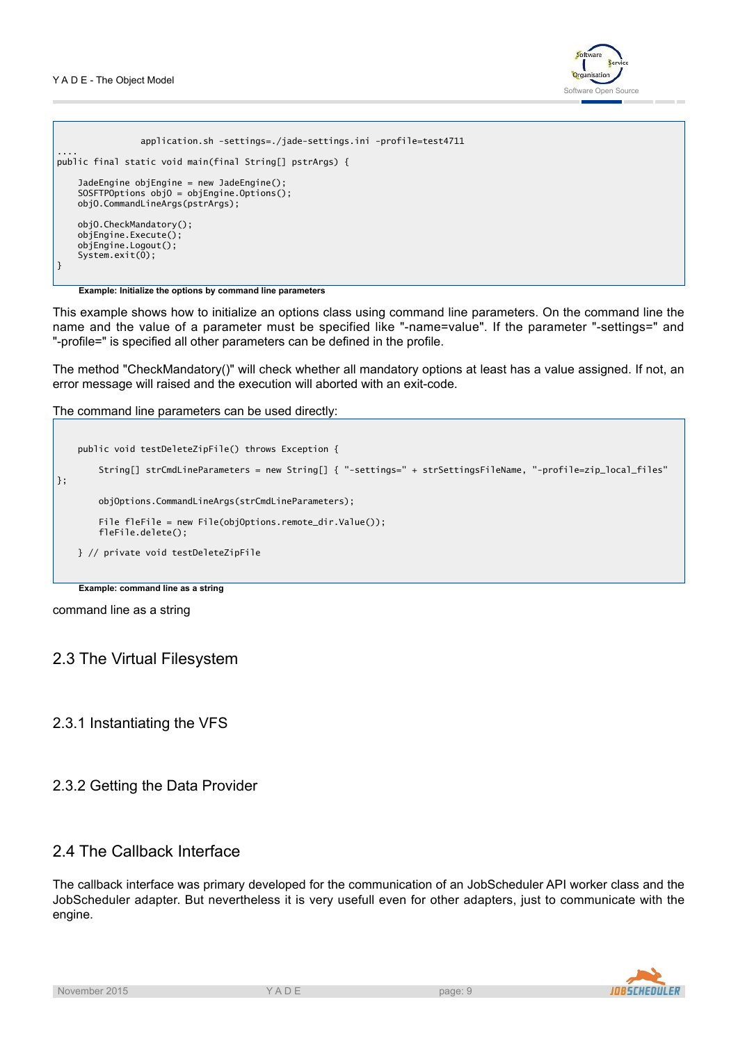```
                application.sh -settings=./jade-settings.ini -profile=test4711
....
public final static void main(final String[] pstrArgs) {

    JadeEngine objEngine = new JadeEngine();
    SOSFTPOptions objO = objEngine.Options();
    objO.CommandLineArgs(pstrArgs);

    objO.CheckMandatory();
    objEngine.Execute();
    objEngine.Logout();
    System.exit(0);
}
```

**Example: Initialize the options by command line parameters**

This example shows how to initialize an options class using command line parameters. On the command line the name and the value of a parameter must be specified like "-name=value". If the parameter "-settings=" and "-profile=" is specified all other parameters can be defined in the profile.

The method "CheckMandatory()" will check whether all mandatory options at least has a value assigned. If not, an error message will raised and the execution will aborted with an exit-code.

The command line parameters can be used directly:

```
    public void testDeleteZipFile() throws Exception {

        String[] strCmdLineParameters = new String[] { "-settings=" + strSettingsFileName, "-profile=zip_local_files"
};

        objOptions.CommandLineArgs(strCmdLineParameters);

        File fleFile = new File(objOptions.remote_dir.Value());
        fleFile.delete();

    } // private void testDeleteZipFile
```

**Example: command line as a string**

command line as a string

## 2.3 The Virtual Filesystem

### 2.3.1 Instantiating the VFS

### 2.3.2 Getting the Data Provider

## 2.4 The Callback Interface

The callback interface was primary developed for the communication of an JobScheduler API worker class and the JobScheduler adapter. But nevertheless it is very usefull even for other adapters, just to communicate with the engine.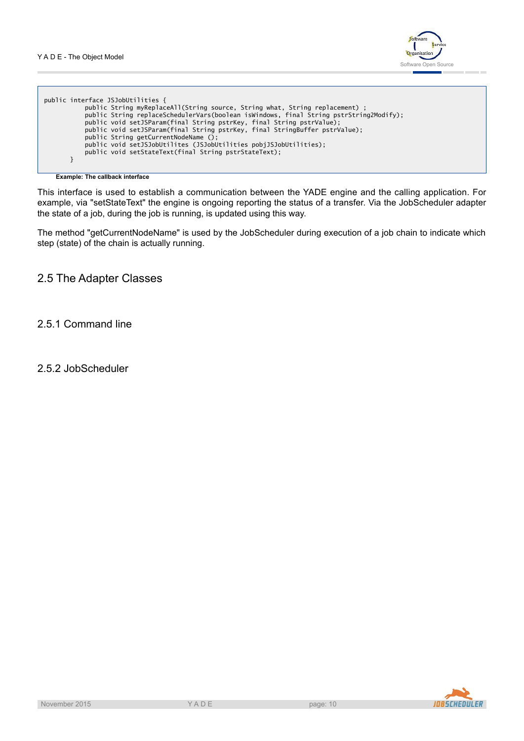```
public interface JSJobUtilities {
          public String myReplaceAll(String source, String what, String replacement) ;
          public String replaceSchedulerVars(boolean isWindows, final String pstrString2Modify);
          public void setJSParam(final String pstrKey, final String pstrValue);
          public void setJSParam(final String pstrKey, final StringBuffer pstrValue);
          public String getCurrentNodeName ();
          public void setJSJobUtilites (JSJobUtilities pobjJSJobUtilities);
          public void setStateText(final String pstrStateText);
      }
```

**Example: The callback interface**

This interface is used to establish a communication between the YADE engine and the calling application. For example, via "setStateText" the engine is ongoing reporting the status of a transfer. Via the JobScheduler adapter the state of a job, during the job is running, is updated using this way.

The method "getCurrentNodeName" is used by the JobScheduler during execution of a job chain to indicate which step (state) of the chain is actually running.

## 2.5 The Adapter Classes

### 2.5.1 Command line

### 2.5.2 JobScheduler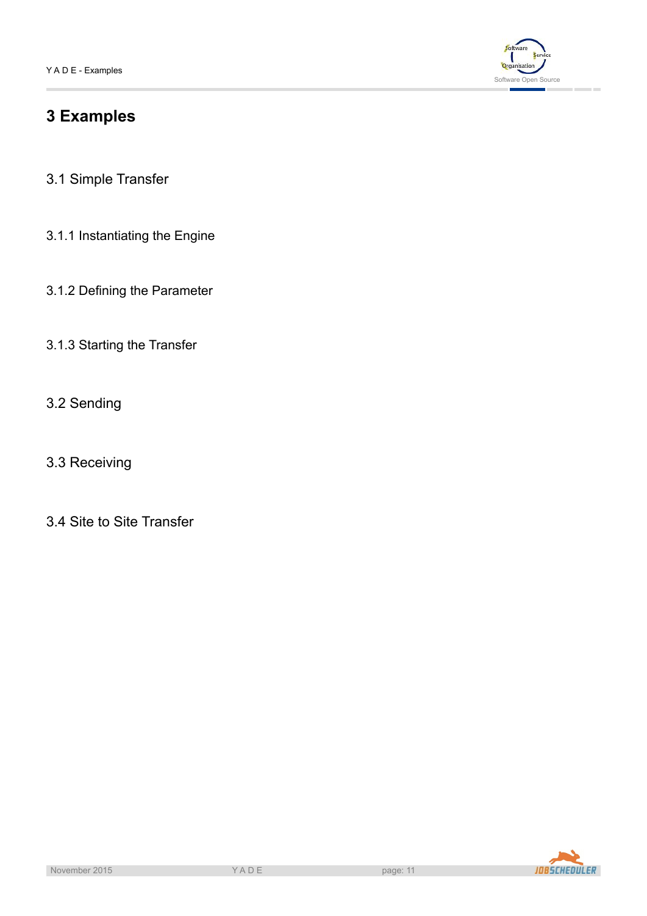# 3 Examples

## 3.1 Simple Transfer

### 3.1.1 Instantiating the Engine

### 3.1.2 Defining the Parameter

### 3.1.3 Starting the Transfer

## 3.2 Sending

## 3.3 Receiving

## 3.4 Site to Site Transfer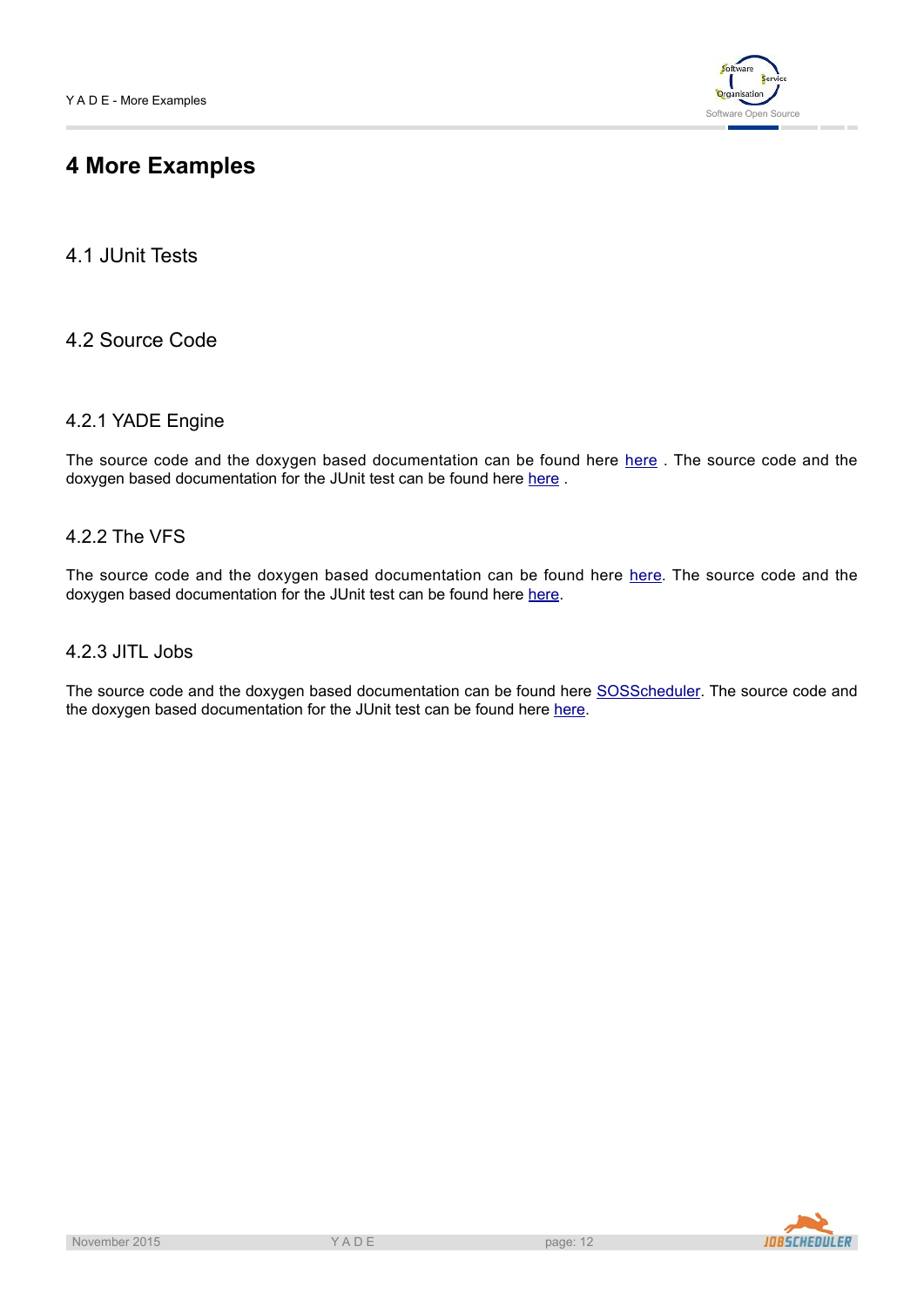# 4 More Examples

## 4.1 JUnit Tests

## 4.2 Source Code

### 4.2.1 YADE Engine

The source code and the doxygen based documentation can be found here here . The source code and the doxygen based documentation for the JUnit test can be found here here .

### 4.2.2 The VFS

The source code and the doxygen based documentation can be found here here. The source code and the doxygen based documentation for the JUnit test can be found here here.

### 4.2.3 JITL Jobs

The source code and the doxygen based documentation can be found here SOSScheduler. The source code and the doxygen based documentation for the JUnit test can be found here here.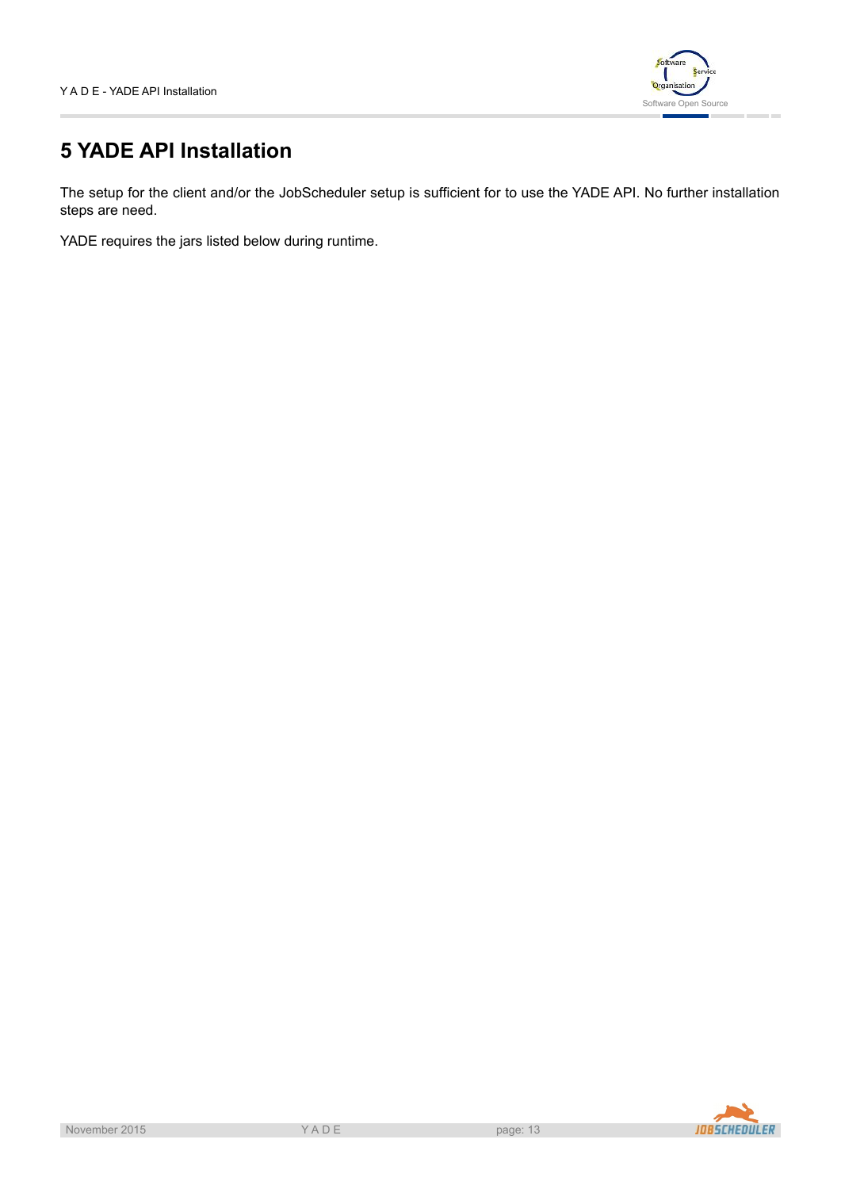# 5 YADE API Installation

The setup for the client and/or the JobScheduler setup is sufficient for to use the YADE API. No further installation steps are need.

YADE requires the jars listed below during runtime.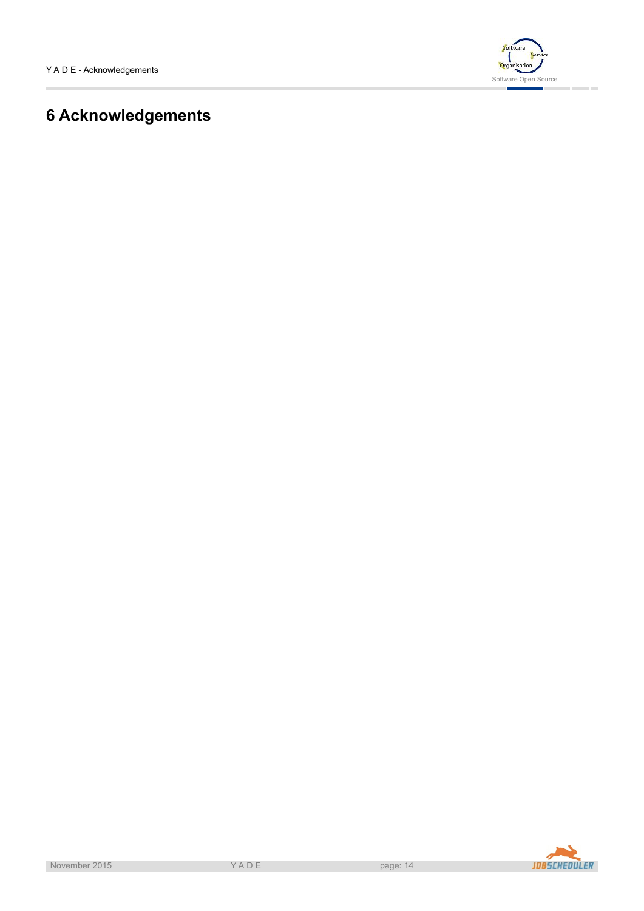# 6 Acknowledgements